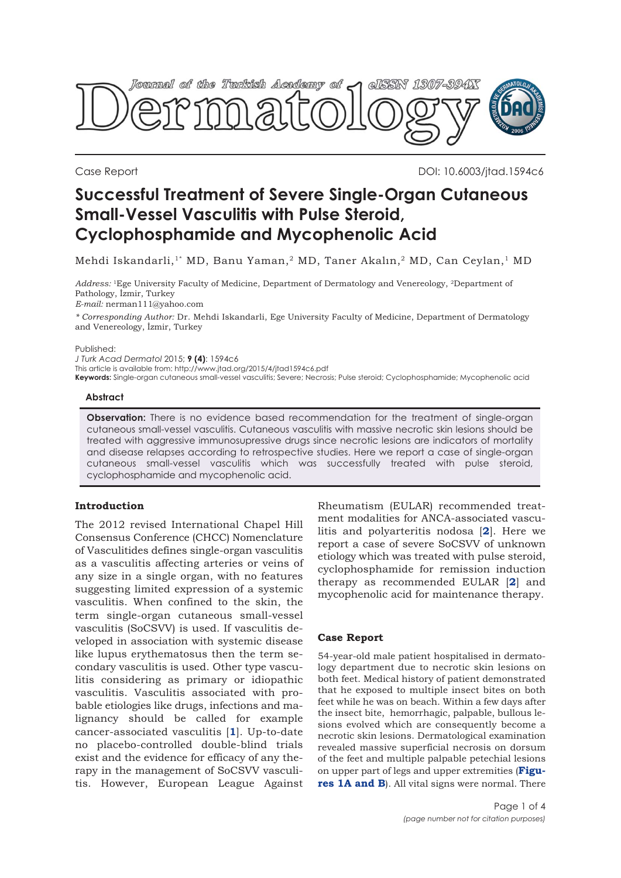Case Report

DOI: 10.6003/jtad.1594c6

# Successful Treatment of Severe Single-Organ Cutaneous Small-Vessel Vasculitis with Pulse Steroid, Cyclophosphamide and Mycophenolic Acid

Mehdi Iskandarli,[1*] MD, Banu Yaman,[2] MD, Taner Akalın,[2] MD, Can Ceylan,[1] MD

*Address:* [1]Ege University Faculty of Medicine, Department of Dermatology and Venereology, [2]Department of Pathology, İzmir, Turkey

*E-mail:* nerman111@yahoo.com

*\* Corresponding Author:* Dr. Mehdi Iskandarli, Ege University Faculty of Medicine, Department of Dermatology and Venereology, İzmir, Turkey

Published:

*J Turk Acad Dermatol* 2015; **9 (4)**: 1594c6

This article is available from: http://www.jtad.org/2015/4/jtad1594c6.pdf

**Keywords:** Single-organ cutaneous small-vessel vasculitis; Severe; Necrosis; Pulse steroid; Cyclophosphamide; Mycophenolic acid

### Abstract

**Observation:** There is no evidence based recommendation for the treatment of single-organ cutaneous small-vessel vasculitis. Cutaneous vasculitis with massive necrotic skin lesions should be treated with aggressive immunosupressive drugs since necrotic lesions are indicators of mortality and disease relapses according to retrospective studies. Here we report a case of single-organ cutaneous small-vessel vasculitis which was successfully treated with pulse steroid, cyclophosphamide and mycophenolic acid.

## Introduction

The 2012 revised International Chapel Hill Consensus Conference (CHCC) Nomenclature of Vasculitides defines single-organ vasculitis as a vasculitis affecting arteries or veins of any size in a single organ, with no features suggesting limited expression of a systemic vasculitis. When confined to the skin, the term single-organ cutaneous small-vessel vasculitis (SoCSVV) is used. If vasculitis developed in association with systemic disease like lupus erythematosus then the term secondary vasculitis is used. Other type vasculitis considering as primary or idiopathic vasculitis. Vasculitis associated with probable etiologies like drugs, infections and malignancy should be called for example cancer-associated vasculitis [1]. Up-to-date no placebo-controlled double-blind trials exist and the evidence for efficacy of any therapy in the management of SoCSVV vasculitis. However, European League Against Rheumatism (EULAR) recommended treatment modalities for ANCA-associated vasculitis and polyarteritis nodosa [2]. Here we report a case of severe SoCSVV of unknown etiology which was treated with pulse steroid, cyclophosphamide for remission induction therapy as recommended EULAR [2] and mycophenolic acid for maintenance therapy.

## Case Report

54-year-old male patient hospitalised in dermatology department due to necrotic skin lesions on both feet. Medical history of patient demonstrated that he exposed to multiple insect bites on both feet while he was on beach. Within a few days after the insect bite, hemorrhagic, palpable, bullous lesions evolved which are consequently become a necrotic skin lesions. Dermatological examination revealed massive superficial necrosis on dorsum of the feet and multiple palpable petechial lesions on upper part of legs and upper extremities (**Figures 1A and B**). All vital signs were normal. There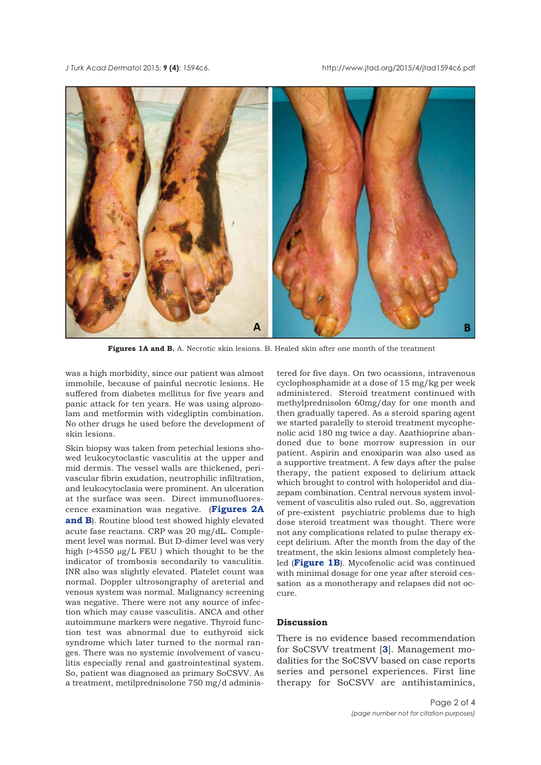**Figures 1A and B.** A. Necrotic skin lesions. B. Healed skin after one month of the treatment

was a high morbidity, since our patient was almost immobile, because of painful necrotic lesions. He suffered from diabetes mellitus for five years and panic attack for ten years. He was using alprozolam and metformin with videgliptin combination. No other drugs he used before the development of skin lesions.

Skin biopsy was taken from petechial lesions showed leukocytoclastic vasculitis at the upper and mid dermis. The vessel walls are thickened, perivascular fibrin exudation, neutrophilic infiltration, and leukocytoclasia were prominent. An ulceration at the surface was seen. Direct immunofluorescence examination was negative. (**Figures 2A and B**). Routine blood test showed highly elevated acute fase reactans. CRP was 20 mg/dL. Complement level was normal. But D-dimer level was very high (>4550 μg/L FEU ) which thought to be the indicator of trombosis secondarily to vasculitis. INR also was slightly elevated. Platelet count was normal. Doppler ultrosongraphy of areterial and venous system was normal. Malignancy screening was negative. There were not any source of infection which may cause vasculitis. ANCA and other autoimmune markers were negative. Thyroid function test was abnormal due to euthyroid sick syndrome which later turned to the normal ranges. There was no systemic involvement of vasculitis especially renal and gastrointestinal system. So, patient was diagnosed as primary SoCSVV. As a treatment, metilprednisolone 750 mg/d administered for five days. On two ocassions, intravenous cyclophosphamide at a dose of 15 mg/kg per week administered. Steroid treatment continued with methylprednisolon 60mg/day for one month and then gradually tapered. As a steroid sparing agent we started paralelly to steroid treatment mycophenolic acid 180 mg twice a day. Azathioprine abandoned due to bone morrow supression in our patient. Aspirin and enoxiparin was also used as a supportive treatment. A few days after the pulse therapy, the patient exposed to delirium attack which brought to control with holoperidol and diazepam combination. Central nervous system involvement of vasculitis also ruled out. So, aggrevation of pre-existent psychiatric problems due to high dose steroid treatment was thought. There were not any complications related to pulse therapy except delirium. After the month from the day of the treatment, the skin lesions almost completely healed (**Figure 1B**). Mycofenolic acid was continued with minimal dosage for one year after steroid cessation as a monotherapy and relapses did not occure.

## Discussion

There is no evidence based recommendation for SoCSVV treatment [3]. Management modalities for the SoCSVV based on case reports series and personel experiences. First line therapy for SoCSVV are antihistaminics,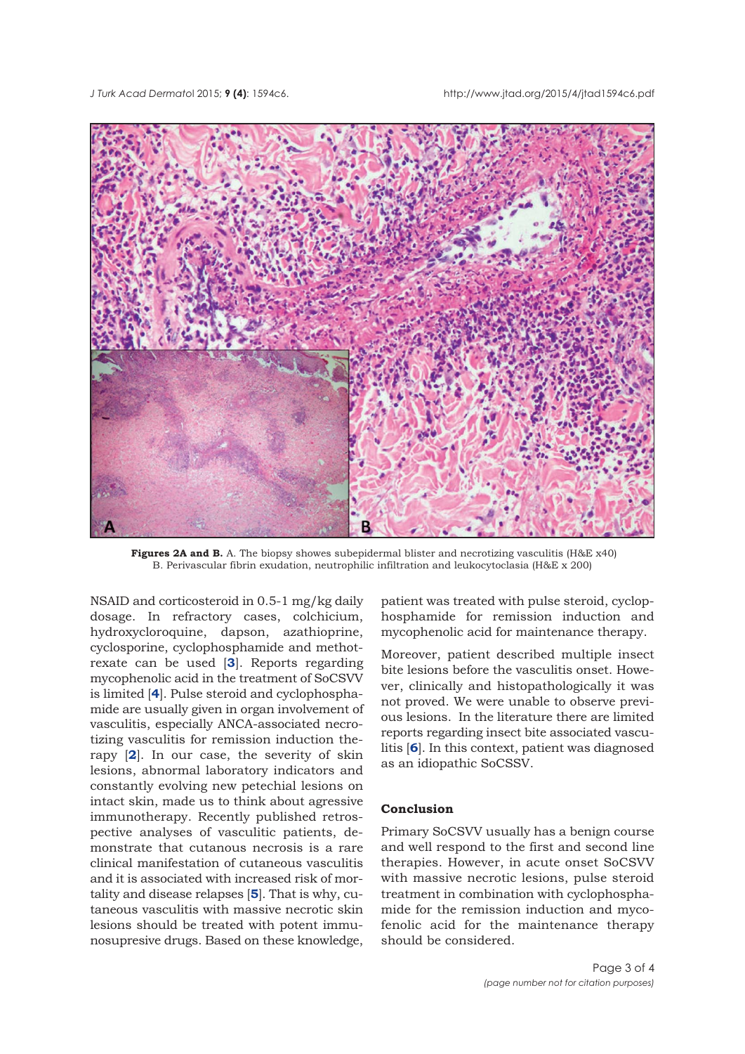**Figures 2A and B.** A. The biopsy showes subepidermal blister and necrotizing vasculitis (H&E x40) B. Perivascular fibrin exudation, neutrophilic infiltration and leukocytoclasia (H&E x 200)

NSAID and corticosteroid in 0.5-1 mg/kg daily dosage. In refractory cases, colchicium, hydroxycloroquine, dapson, azathioprine, cyclosporine, cyclophosphamide and methotrexate can be used [3]. Reports regarding mycophenolic acid in the treatment of SoCSVV is limited [4]. Pulse steroid and cyclophosphamide are usually given in organ involvement of vasculitis, especially ANCA-associated necrotizing vasculitis for remission induction therapy [2]. In our case, the severity of skin lesions, abnormal laboratory indicators and constantly evolving new petechial lesions on intact skin, made us to think about agressive immunotherapy. Recently published retrospective analyses of vasculitic patients, demonstrate that cutanous necrosis is a rare clinical manifestation of cutaneous vasculitis and it is associated with increased risk of mortality and disease relapses [5]. That is why, cutaneous vasculitis with massive necrotic skin lesions should be treated with potent immunosupresive drugs. Based on these knowledge, patient was treated with pulse steroid, cyclophosphamide for remission induction and mycophenolic acid for maintenance therapy.

Moreover, patient described multiple insect bite lesions before the vasculitis onset. However, clinically and histopathologically it was not proved. We were unable to observe previous lesions. In the literature there are limited reports regarding insect bite associated vasculitis [6]. In this context, patient was diagnosed as an idiopathic SoCSSV.

### Conclusion

Primary SoCSVV usually has a benign course and well respond to the first and second line therapies. However, in acute onset SoCSVV with massive necrotic lesions, pulse steroid treatment in combination with cyclophosphamide for the remission induction and mycofenolic acid for the maintenance therapy should be considered.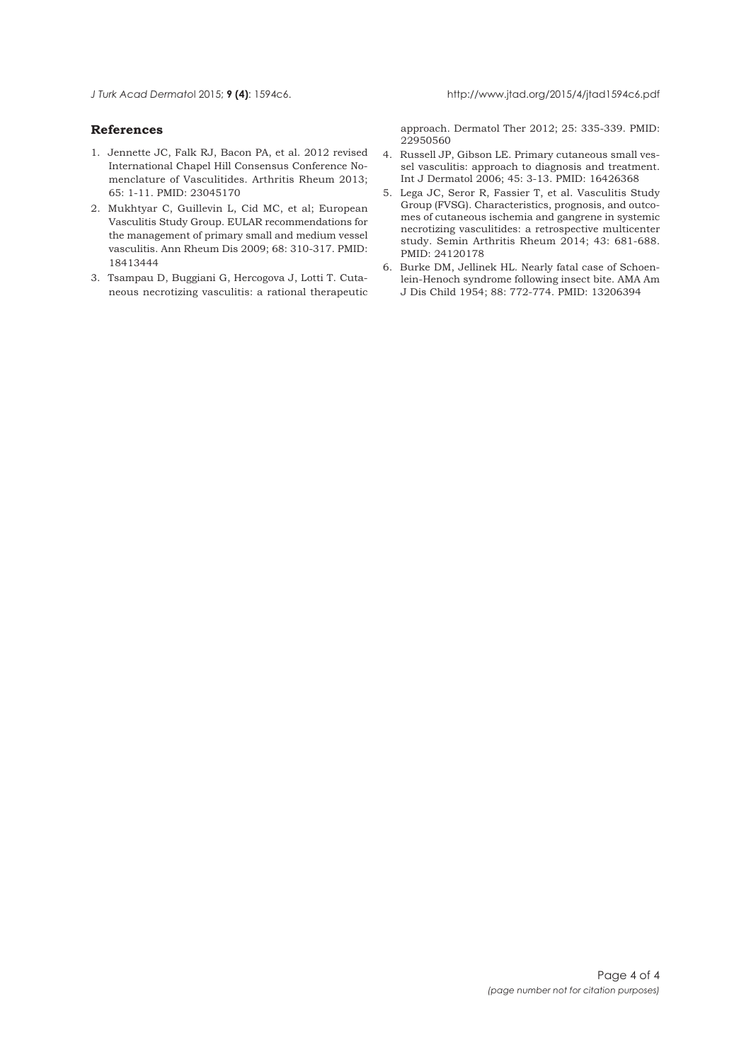## References

1. Jennette JC, Falk RJ, Bacon PA, et al. 2012 revised International Chapel Hill Consensus Conference Nomenclature of Vasculitides. Arthritis Rheum 2013; 65: 1-11. PMID: 23045170
2. Mukhtyar C, Guillevin L, Cid MC, et al; European Vasculitis Study Group. EULAR recommendations for the management of primary small and medium vessel vasculitis. Ann Rheum Dis 2009; 68: 310-317. PMID: 18413444
3. Tsampau D, Buggiani G, Hercogova J, Lotti T. Cutaneous necrotizing vasculitis: a rational therapeutic approach. Dermatol Ther 2012; 25: 335-339. PMID: 22950560
4. Russell JP, Gibson LE. Primary cutaneous small vessel vasculitis: approach to diagnosis and treatment. Int J Dermatol 2006; 45: 3-13. PMID: 16426368
5. Lega JC, Seror R, Fassier T, et al. Vasculitis Study Group (FVSG). Characteristics, prognosis, and outcomes of cutaneous ischemia and gangrene in systemic necrotizing vasculitides: a retrospective multicenter study. Semin Arthritis Rheum 2014; 43: 681-688. PMID: 24120178
6. Burke DM, Jellinek HL. Nearly fatal case of Schoenlein-Henoch syndrome following insect bite. AMA Am J Dis Child 1954; 88: 772-774. PMID: 13206394